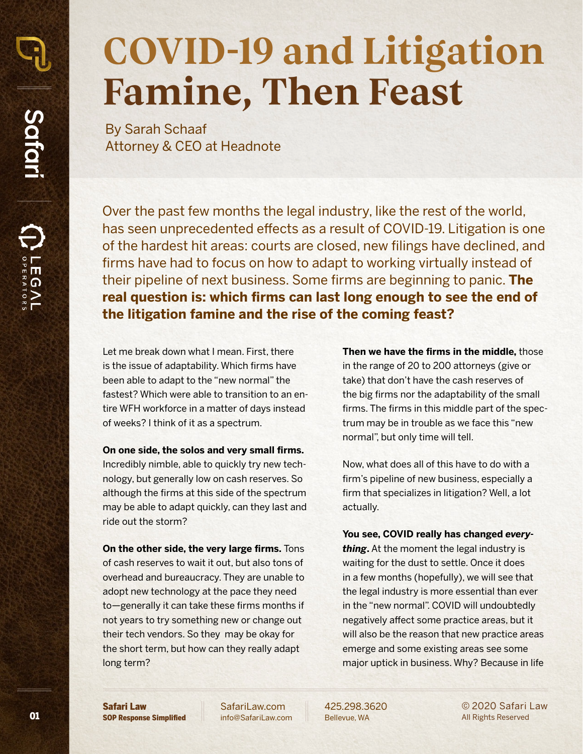# COVID-19 and Litigation Famine, Then Feast

By Sarah Schaaf
Attorney & CEO at Headnote

Over the past few months the legal industry, like the rest of the world, has seen unprecedented effects as a result of COVID-19. Litigation is one of the hardest hit areas: courts are closed, new filings have declined, and firms have had to focus on how to adapt to working virtually instead of their pipeline of next business. Some firms are beginning to panic. **The real question is: which firms can last long enough to see the end of the litigation famine and the rise of the coming feast?**

Let me break down what I mean. First, there is the issue of adaptability. Which firms have been able to adapt to the "new normal" the fastest? Which were able to transition to an entire WFH workforce in a matter of days instead of weeks? I think of it as a spectrum.

**On one side, the solos and very small firms.** Incredibly nimble, able to quickly try new technology, but generally low on cash reserves. So although the firms at this side of the spectrum may be able to adapt quickly, can they last and ride out the storm?

**On the other side, the very large firms.** Tons of cash reserves to wait it out, but also tons of overhead and bureaucracy. They are unable to adopt new technology at the pace they need to—generally it can take these firms months if not years to try something new or change out their tech vendors. So they may be okay for the short term, but how can they really adapt long term?

**Then we have the firms in the middle,** those in the range of 20 to 200 attorneys (give or take) that don't have the cash reserves of the big firms nor the adaptability of the small firms. The firms in this middle part of the spectrum may be in trouble as we face this "new normal", but only time will tell.

Now, what does all of this have to do with a firm's pipeline of new business, especially a firm that specializes in litigation? Well, a lot actually.

**You see, COVID really has changed *everything*.** At the moment the legal industry is waiting for the dust to settle. Once it does in a few months (hopefully), we will see that the legal industry is more essential than ever in the "new normal". COVID will undoubtedly negatively affect some practice areas, but it will also be the reason that new practice areas emerge and some existing areas see some major uptick in business. Why? Because in life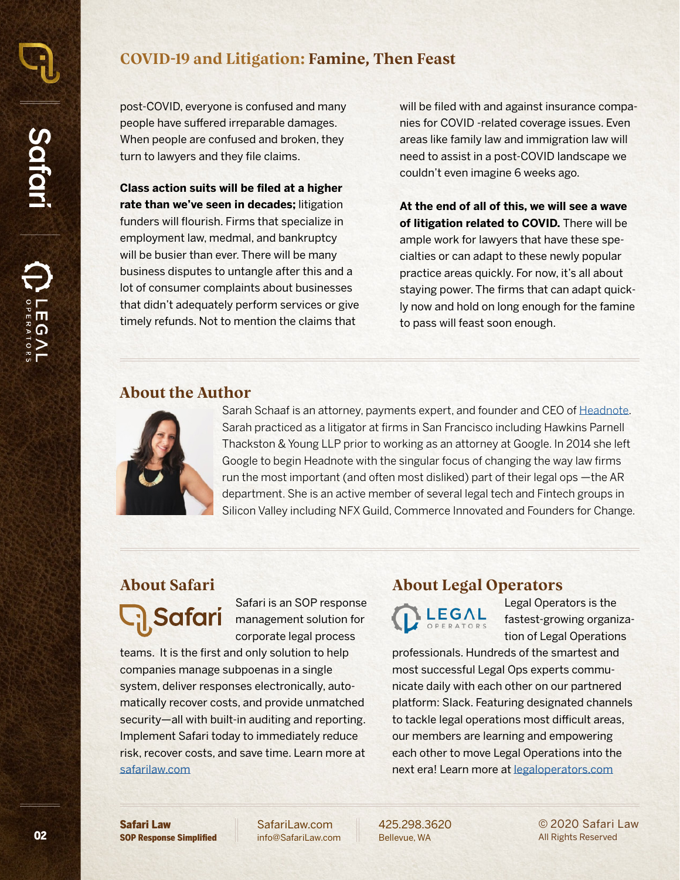## COVID-19 and Litigation: Famine, Then Feast

post-COVID, everyone is confused and many people have suffered irreparable damages. When people are confused and broken, they turn to lawyers and they file claims.

**Class action suits will be filed at a higher rate than we've seen in decades;** litigation funders will flourish. Firms that specialize in employment law, medmal, and bankruptcy will be busier than ever. There will be many business disputes to untangle after this and a lot of consumer complaints about businesses that didn't adequately perform services or give timely refunds. Not to mention the claims that will be filed with and against insurance companies for COVID -related coverage issues. Even areas like family law and immigration law will need to assist in a post-COVID landscape we couldn't even imagine 6 weeks ago.

**At the end of all of this, we will see a wave of litigation related to COVID.** There will be ample work for lawyers that have these specialties or can adapt to these newly popular practice areas quickly. For now, it's all about staying power. The firms that can adapt quickly now and hold on long enough for the famine to pass will feast soon enough.

## About the Author

Sarah Schaaf is an attorney, payments expert, and founder and CEO of Headnote. Sarah practiced as a litigator at firms in San Francisco including Hawkins Parnell Thackston & Young LLP prior to working as an attorney at Google. In 2014 she left Google to begin Headnote with the singular focus of changing the way law firms run the most important (and often most disliked) part of their legal ops —the AR department. She is an active member of several legal tech and Fintech groups in Silicon Valley including NFX Guild, Commerce Innovated and Founders for Change.

## About Safari

Safari is an SOP response management solution for corporate legal process teams. It is the first and only solution to help companies manage subpoenas in a single system, deliver responses electronically, automatically recover costs, and provide unmatched security—all with built-in auditing and reporting. Implement Safari today to immediately reduce risk, recover costs, and save time. Learn more at safarilaw.com

## About Legal Operators

Legal Operators is the fastest-growing organization of Legal Operations professionals. Hundreds of the smartest and most successful Legal Ops experts communicate daily with each other on our partnered platform: Slack. Featuring designated channels to tackle legal operations most difficult areas, our members are learning and empowering each other to move Legal Operations into the next era! Learn more at legaloperators.com

**Safari Law**
**SOP Response Simplified**

SafariLaw.com
info@SafariLaw.com

425.298.3620
Bellevue, WA

© 2020 Safari Law
All Rights Reserved